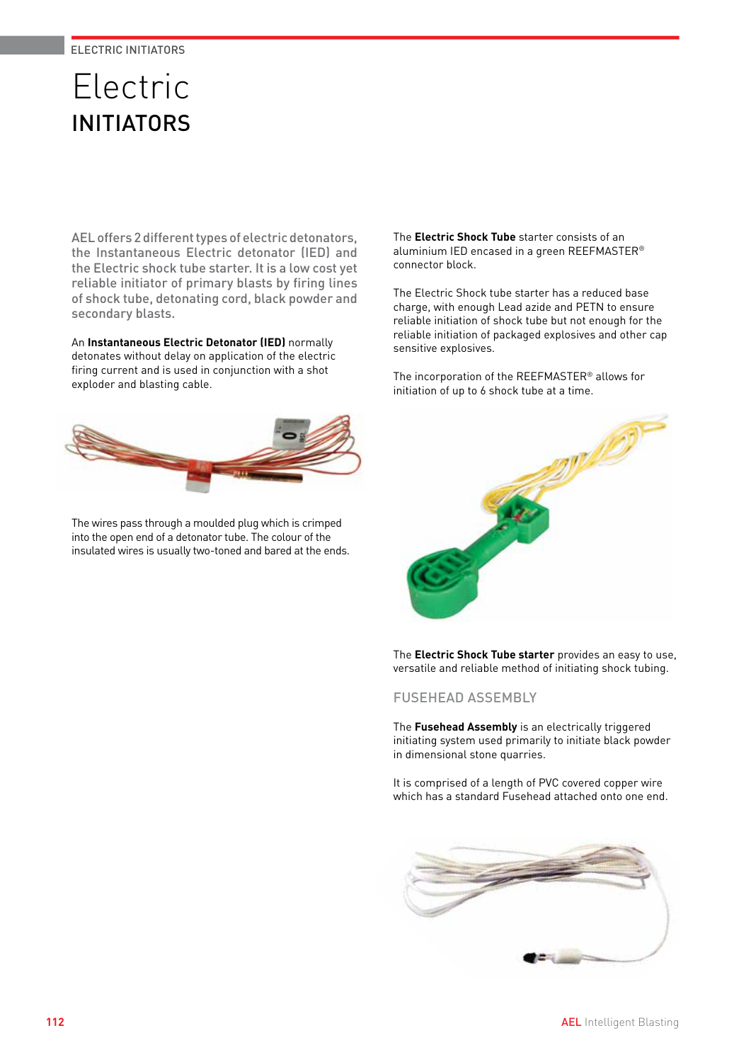# Electric INITIATORS

AEL offers 2 different types of electric detonators, the Instantaneous Electric detonator (IED) and the Electric shock tube starter. It is a low cost yet reliable initiator of primary blasts by firing lines of shock tube, detonating cord, black powder and secondary blasts.

An **Instantaneous Electric Detonator (IED)** normally detonates without delay on application of the electric firing current and is used in conjunction with a shot exploder and blasting cable.

The wires pass through a moulded plug which is crimped into the open end of a detonator tube. The colour of the insulated wires is usually two-toned and bared at the ends.

The **Electric Shock Tube** starter consists of an aluminium IED encased in a green REEFMASTER® connector block.

The Electric Shock tube starter has a reduced base charge, with enough Lead azide and PETN to ensure reliable initiation of shock tube but not enough for the reliable initiation of packaged explosives and other cap sensitive explosives.

The incorporation of the REEFMASTER® allows for initiation of up to 6 shock tube at a time.

The **Electric Shock Tube starter** provides an easy to use, versatile and reliable method of initiating shock tubing.

## FUSEHEAD ASSEMBLY

The **Fusehead Assembly** is an electrically triggered initiating system used primarily to initiate black powder in dimensional stone quarries.

It is comprised of a length of PVC covered copper wire which has a standard Fusehead attached onto one end.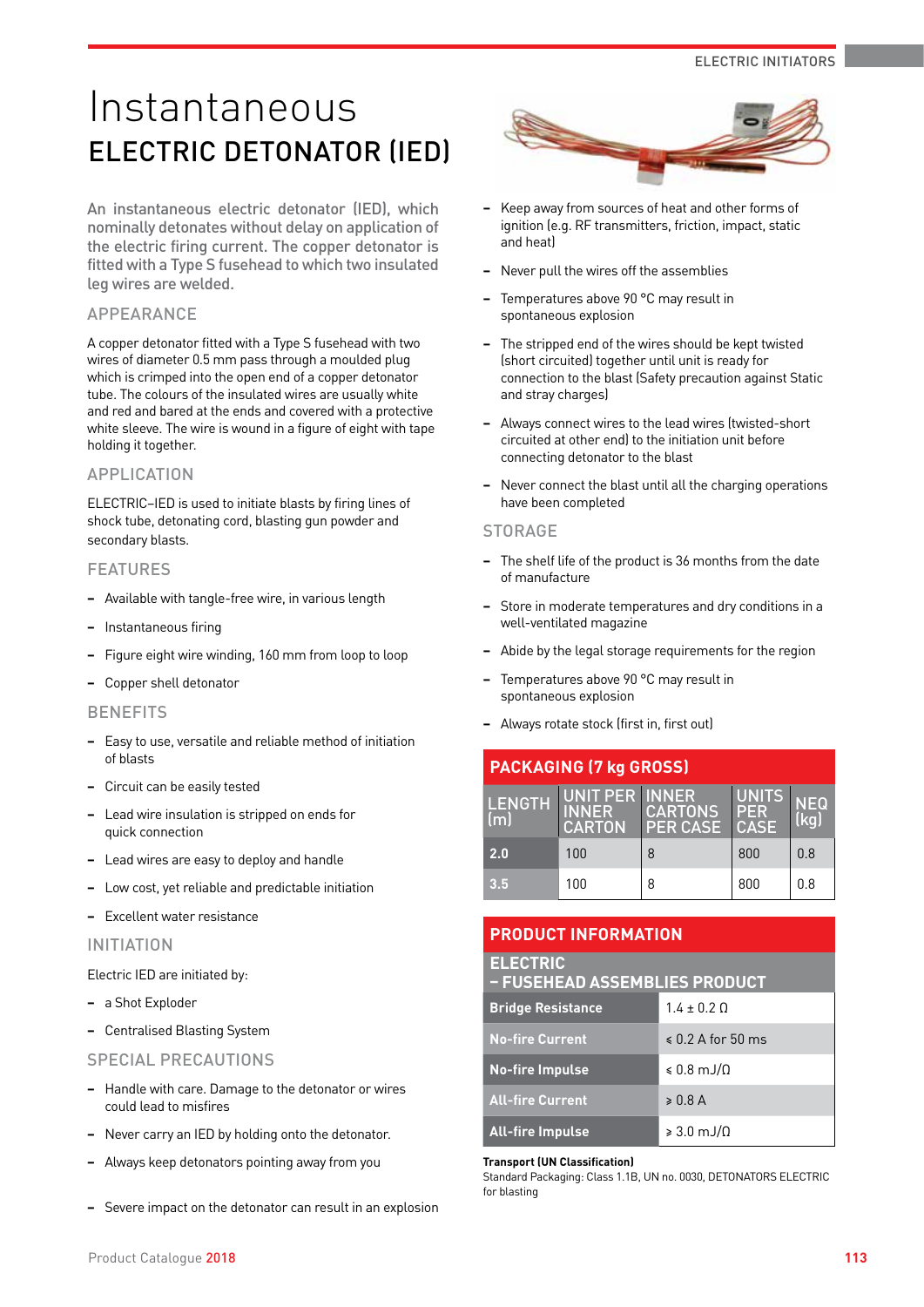# Instantaneous

## ELECTRIC DETONATOR (IED)

An instantaneous electric detonator (IED), which nominally detonates without delay on application of the electric firing current. The copper detonator is fitted with a Type S fusehead to which two insulated leg wires are welded.

### APPEARANCE

A copper detonator fitted with a Type S fusehead with two wires of diameter 0.5 mm pass through a moulded plug which is crimped into the open end of a copper detonator tube. The colours of the insulated wires are usually white and red and bared at the ends and covered with a protective white sleeve. The wire is wound in a figure of eight with tape holding it together.

### APPLICATION

ELECTRIC–IED is used to initiate blasts by firing lines of shock tube, detonating cord, blasting gun powder and secondary blasts.

### FEATURES

- Available with tangle-free wire, in various length
- Instantaneous firing
- Figure eight wire winding, 160 mm from loop to loop
- Copper shell detonator

### BENEFITS

- Easy to use, versatile and reliable method of initiation of blasts
- Circuit can be easily tested
- Lead wire insulation is stripped on ends for quick connection
- Lead wires are easy to deploy and handle
- Low cost, yet reliable and predictable initiation
- Excellent water resistance

### INITIATION

Electric IED are initiated by:

- a Shot Exploder
- Centralised Blasting System

### SPECIAL PRECAUTIONS

- Handle with care. Damage to the detonator or wires could lead to misfires
- Never carry an IED by holding onto the detonator.
- Always keep detonators pointing away from you
- Severe impact on the detonator can result in an explosion
- Keep away from sources of heat and other forms of ignition (e.g. RF transmitters, friction, impact, static and heat)
- Never pull the wires off the assemblies
- Temperatures above 90 °C may result in spontaneous explosion
- The stripped end of the wires should be kept twisted (short circuited) together until unit is ready for connection to the blast (Safety precaution against Static and stray charges)
- Always connect wires to the lead wires (twisted-short circuited at other end) to the initiation unit before connecting detonator to the blast
- Never connect the blast until all the charging operations have been completed

### STORAGE

- The shelf life of the product is 36 months from the date of manufacture
- Store in moderate temperatures and dry conditions in a well-ventilated magazine
- Abide by the legal storage requirements for the region
- Temperatures above 90 °C may result in spontaneous explosion
- Always rotate stock (first in, first out)

**PACKAGING (7 kg GROSS)**

| LENGTH (m) | UNIT PER INNER CARTON | INNER CARTONS PER CASE | UNITS PER CASE | NEQ (kg) |
|---|---|---|---|---|
| 2.0 | 100 | 8 | 800 | 0.8 |
| 3.5 | 100 | 8 | 800 | 0.8 |

**PRODUCT INFORMATION**

| ELECTRIC – FUSEHEAD ASSEMBLIES PRODUCT | |
|---|---|
| Bridge Resistance | 1.4 ± 0.2 Ω |
| No-fire Current | ⩽ 0.2 A for 50 ms |
| No-fire Impulse | ⩽ 0.8 mJ/Ω |
| All-fire Current | ⩾ 0.8 A |
| All-fire Impulse | ⩾ 3.0 mJ/Ω |

**Transport (UN Classification)**
Standard Packaging: Class 1.1B, UN no. 0030, DETONATORS ELECTRIC for blasting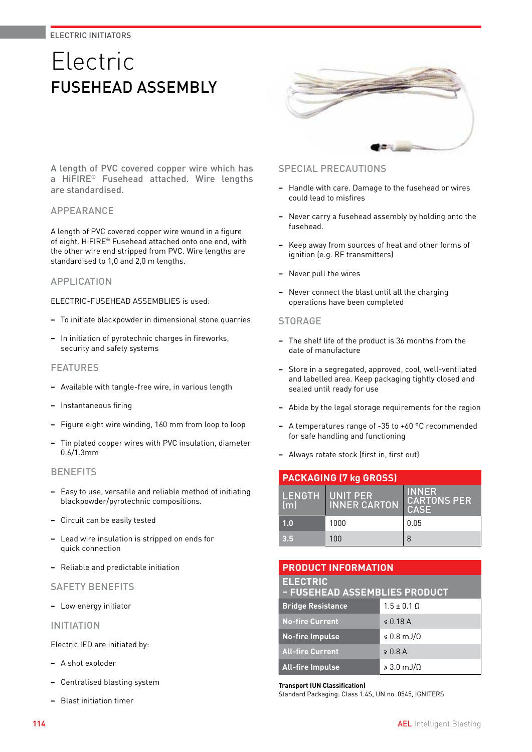ELECTRIC INITIATORS

# Electric
## FUSEHEAD ASSEMBLY

A length of PVC covered copper wire which has a HiFIRE® Fusehead attached. Wire lengths are standardised.

### APPEARANCE

A length of PVC covered copper wire wound in a figure of eight. HiFIRE® Fusehead attached onto one end, with the other wire end stripped from PVC. Wire lengths are standardised to 1,0 and 2,0 m lengths.

### APPLICATION

ELECTRIC-FUSEHEAD ASSEMBLIES is used:

- To initiate blackpowder in dimensional stone quarries
- In initiation of pyrotechnic charges in fireworks, security and safety systems

### FEATURES

- Available with tangle-free wire, in various length
- Instantaneous firing
- Figure eight wire winding, 160 mm from loop to loop
- Tin plated copper wires with PVC insulation, diameter 0.6/1.3mm

### BENEFITS

- Easy to use, versatile and reliable method of initiating blackpowder/pyrotechnic compositions.
- Circuit can be easily tested
- Lead wire insulation is stripped on ends for quick connection
- Reliable and predictable initiation

### SAFETY BENEFITS

- Low energy initiator

### INITIATION

Electric IED are initiated by:

- A shot exploder
- Centralised blasting system
- Blast initiation timer

### SPECIAL PRECAUTIONS

- Handle with care. Damage to the fusehead or wires could lead to misfires
- Never carry a fusehead assembly by holding onto the fusehead.
- Keep away from sources of heat and other forms of ignition (e.g. RF transmitters)
- Never pull the wires
- Never connect the blast until all the charging operations have been completed

### STORAGE

- The shelf life of the product is 36 months from the date of manufacture
- Store in a segregated, approved, cool, well-ventilated and labelled area. Keep packaging tightly closed and sealed until ready for use
- Abide by the legal storage requirements for the region
- A temperatures range of -35 to +60 °C recommended for safe handling and functioning
- Always rotate stock (first in, first out)

**PACKAGING (7 kg GROSS)**

| LENGTH (m) | UNIT PER INNER CARTON | INNER CARTONS PER CASE |
|---|---|---|
| 1.0 | 1000 | 0.05 |
| 3.5 | 100 | 8 |

**PRODUCT INFORMATION**

| ELECTRIC – FUSEHEAD ASSEMBLIES PRODUCT | |
|---|---|
| Bridge Resistance | 1.5 ± 0.1 Ω |
| No-fire Current | ≤ 0.18 A |
| No-fire Impulse | ≤ 0.8 mJ/Ω |
| All-fire Current | ≥ 0.8 A |
| All-fire Impulse | ≥ 3.0 mJ/Ω |

**Transport (UN Classification)**
Standard Packaging: Class 1.4S, UN no. 0545, IGNITERS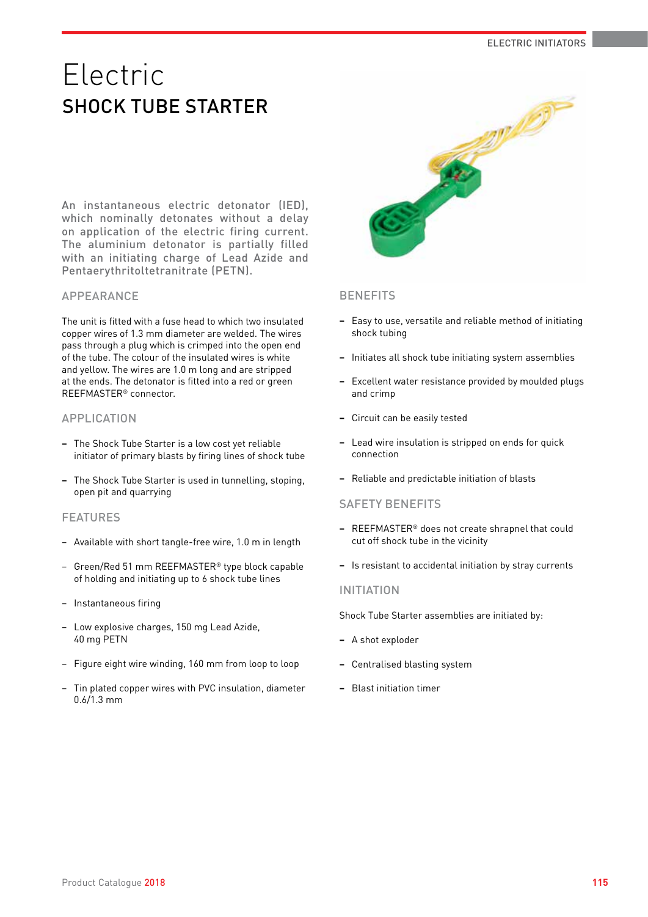# Electric

## SHOCK TUBE STARTER

An instantaneous electric detonator (IED), which nominally detonates without a delay on application of the electric firing current. The aluminium detonator is partially filled with an initiating charge of Lead Azide and Pentaerythritoltetranitrate (PETN).

### APPEARANCE

The unit is fitted with a fuse head to which two insulated copper wires of 1.3 mm diameter are welded. The wires pass through a plug which is crimped into the open end of the tube. The colour of the insulated wires is white and yellow. The wires are 1.0 m long and are stripped at the ends. The detonator is fitted into a red or green REEFMASTER® connector.

### APPLICATION

- The Shock Tube Starter is a low cost yet reliable initiator of primary blasts by firing lines of shock tube
- The Shock Tube Starter is used in tunnelling, stoping, open pit and quarrying

### FEATURES

- Available with short tangle-free wire, 1.0 m in length
- Green/Red 51 mm REEFMASTER® type block capable of holding and initiating up to 6 shock tube lines
- Instantaneous firing
- Low explosive charges, 150 mg Lead Azide, 40 mg PETN
- Figure eight wire winding, 160 mm from loop to loop
- Tin plated copper wires with PVC insulation, diameter 0.6/1.3 mm

### BENEFITS

- Easy to use, versatile and reliable method of initiating shock tubing
- Initiates all shock tube initiating system assemblies
- Excellent water resistance provided by moulded plugs and crimp
- Circuit can be easily tested
- Lead wire insulation is stripped on ends for quick connection
- Reliable and predictable initiation of blasts

### SAFETY BENEFITS

- REEFMASTER® does not create shrapnel that could cut off shock tube in the vicinity
- Is resistant to accidental initiation by stray currents

### INITIATION

Shock Tube Starter assemblies are initiated by:

- A shot exploder
- Centralised blasting system
- Blast initiation timer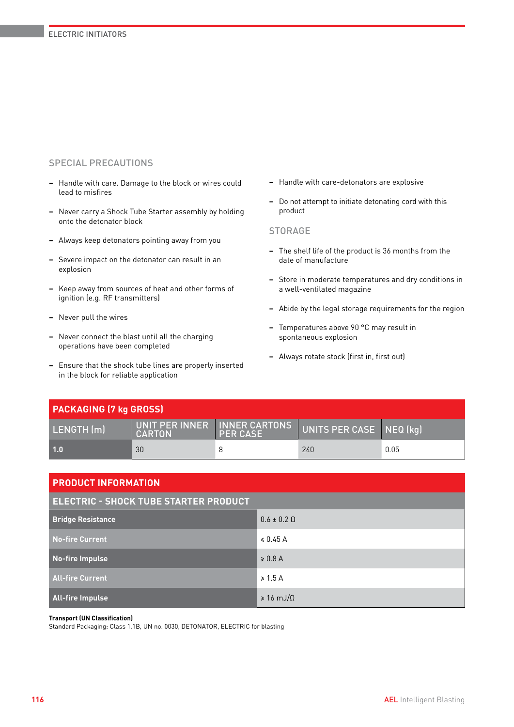## SPECIAL PRECAUTIONS

- Handle with care. Damage to the block or wires could lead to misfires
- Never carry a Shock Tube Starter assembly by holding onto the detonator block
- Always keep detonators pointing away from you
- Severe impact on the detonator can result in an explosion
- Keep away from sources of heat and other forms of ignition (e.g. RF transmitters)
- Never pull the wires
- Never connect the blast until all the charging operations have been completed
- Ensure that the shock tube lines are properly inserted in the block for reliable application
- Handle with care-detonators are explosive
- Do not attempt to initiate detonating cord with this product

## STORAGE

- The shelf life of the product is 36 months from the date of manufacture
- Store in moderate temperatures and dry conditions in a well-ventilated magazine
- Abide by the legal storage requirements for the region
- Temperatures above 90 °C may result in spontaneous explosion
- Always rotate stock (first in, first out)

| PACKAGING (7 kg GROSS) | | | | |
|---|---|---|---|---|
| LENGTH (m) | UNIT PER INNER CARTON | INNER CARTONS PER CASE | UNITS PER CASE | NEQ (kg) |
| 1.0 | 30 | 8 | 240 | 0.05 |

| PRODUCT INFORMATION | |
|---|---|
| **ELECTRIC - SHOCK TUBE STARTER PRODUCT** | |
| **Bridge Resistance** | 0.6 ± 0.2 Ω |
| **No-fire Current** | ⩽ 0.45 A |
| **No-fire Impulse** | ⩾ 0.8 A |
| **All-fire Current** | ⩾ 1.5 A |
| **All-fire Impulse** | ⩾ 16 mJ/Ω |

**Transport (UN Classification)**
Standard Packaging: Class 1.1B, UN no. 0030, DETONATOR, ELECTRIC for blasting